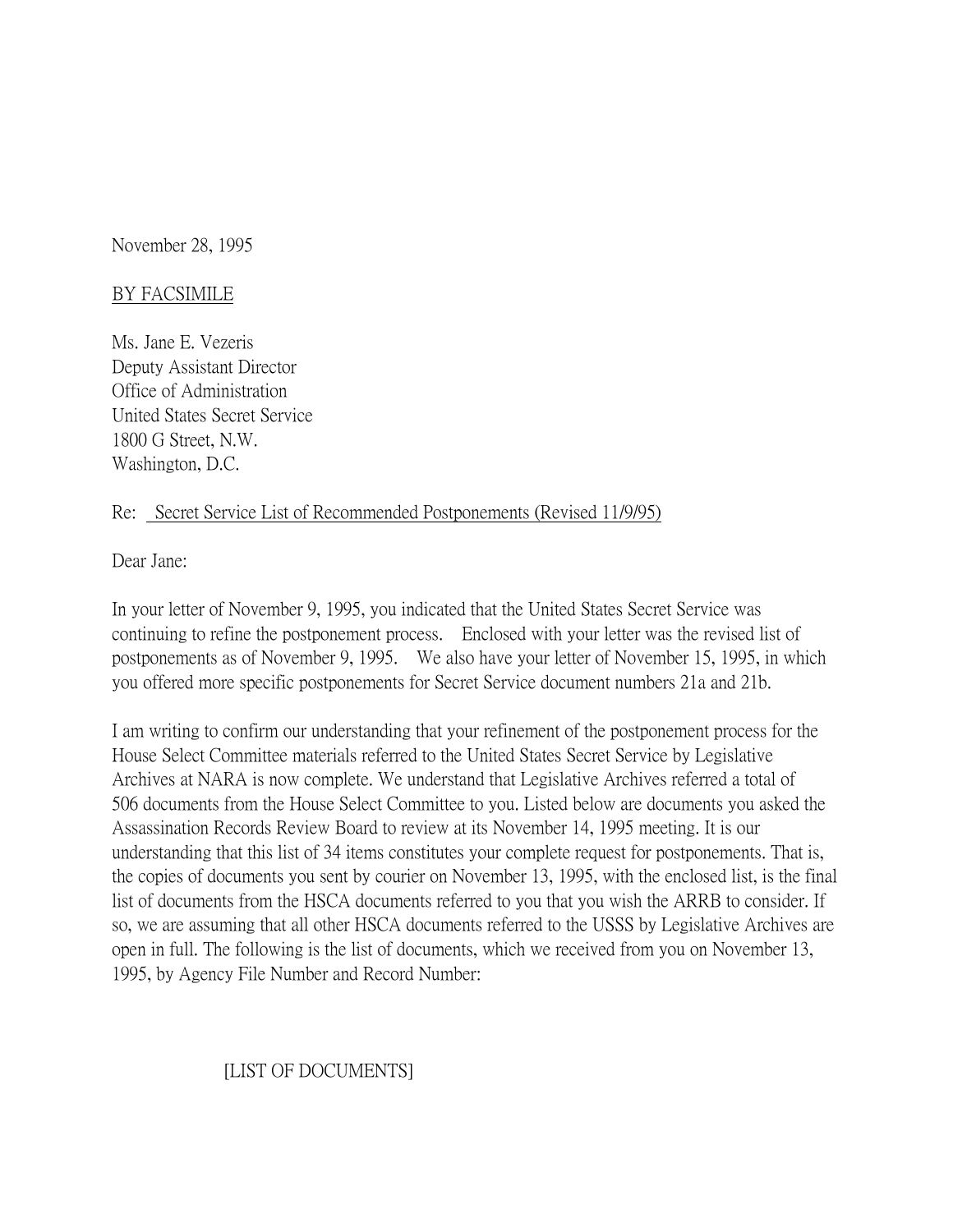November 28, 1995

BY FACSIMILE

Ms. Jane E. Vezeris
Deputy Assistant Director
Office of Administration
United States Secret Service
1800 G Street, N.W.
Washington, D.C.

Re: Secret Service List of Recommended Postponements (Revised 11/9/95)

Dear Jane:

In your letter of November 9, 1995, you indicated that the United States Secret Service was continuing to refine the postponement process. Enclosed with your letter was the revised list of postponements as of November 9, 1995. We also have your letter of November 15, 1995, in which you offered more specific postponements for Secret Service document numbers 21a and 21b.

I am writing to confirm our understanding that your refinement of the postponement process for the House Select Committee materials referred to the United States Secret Service by Legislative Archives at NARA is now complete. We understand that Legislative Archives referred a total of 506 documents from the House Select Committee to you. Listed below are documents you asked the Assassination Records Review Board to review at its November 14, 1995 meeting. It is our understanding that this list of 34 items constitutes your complete request for postponements. That is, the copies of documents you sent by courier on November 13, 1995, with the enclosed list, is the final list of documents from the HSCA documents referred to you that you wish the ARRB to consider. If so, we are assuming that all other HSCA documents referred to the USSS by Legislative Archives are open in full. The following is the list of documents, which we received from you on November 13, 1995, by Agency File Number and Record Number:

[LIST OF DOCUMENTS]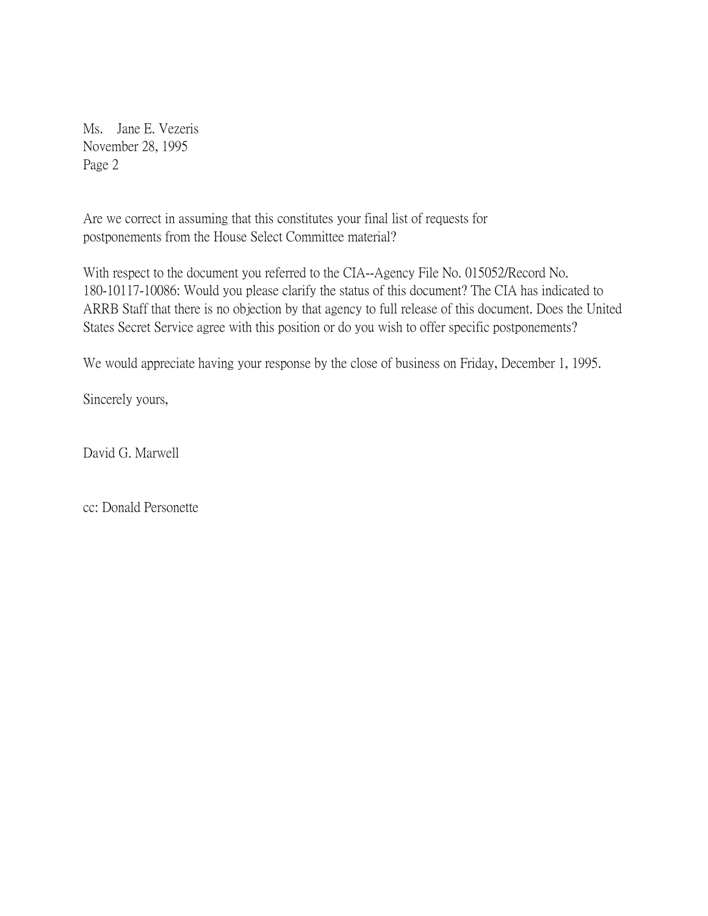Are we correct in assuming that this constitutes your final list of requests for postponements from the House Select Committee material?

With respect to the document you referred to the CIA--Agency File No. 015052/Record No. 180-10117-10086: Would you please clarify the status of this document? The CIA has indicated to ARRB Staff that there is no objection by that agency to full release of this document. Does the United States Secret Service agree with this position or do you wish to offer specific postponements?

We would appreciate having your response by the close of business on Friday, December 1, 1995.

Sincerely yours,

David G. Marwell

cc: Donald Personette